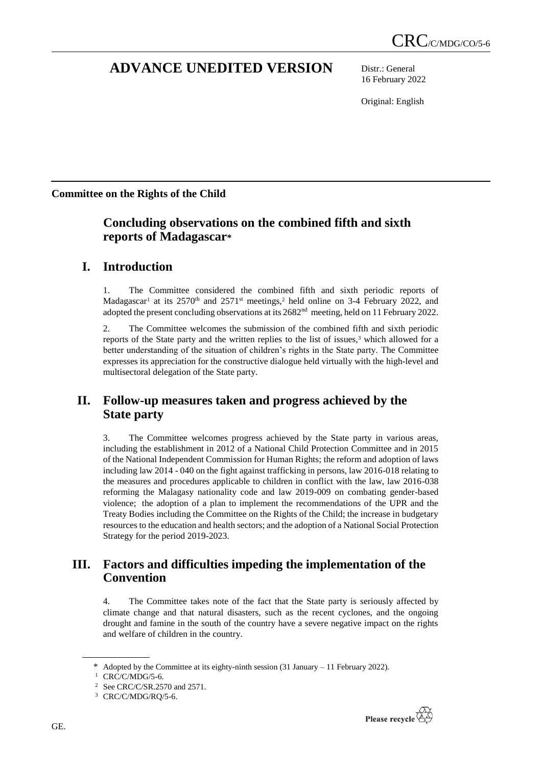CRC/C/MDG/CO/5-6

# ADVANCE UNEDITED VERSION

Distr.: General
16 February 2022

Original: English

**Committee on the Rights of the Child**

## Concluding observations on the combined fifth and sixth reports of Madagascar*

## I. Introduction

1. The Committee considered the combined fifth and sixth periodic reports of Madagascar[1] at its 2570th and 2571st meetings,[2] held online on 3-4 February 2022, and adopted the present concluding observations at its 2682nd meeting, held on 11 February 2022.

2. The Committee welcomes the submission of the combined fifth and sixth periodic reports of the State party and the written replies to the list of issues,[3] which allowed for a better understanding of the situation of children's rights in the State party. The Committee expresses its appreciation for the constructive dialogue held virtually with the high-level and multisectoral delegation of the State party.

## II. Follow-up measures taken and progress achieved by the State party

3. The Committee welcomes progress achieved by the State party in various areas, including the establishment in 2012 of a National Child Protection Committee and in 2015 of the National Independent Commission for Human Rights; the reform and adoption of laws including law 2014 - 040 on the fight against trafficking in persons, law 2016-018 relating to the measures and procedures applicable to children in conflict with the law, law 2016-038 reforming the Malagasy nationality code and law 2019-009 on combating gender-based violence; the adoption of a plan to implement the recommendations of the UPR and the Treaty Bodies including the Committee on the Rights of the Child; the increase in budgetary resources to the education and health sectors; and the adoption of a National Social Protection Strategy for the period 2019-2023.

## III. Factors and difficulties impeding the implementation of the Convention

4. The Committee takes note of the fact that the State party is seriously affected by climate change and that natural disasters, such as the recent cyclones, and the ongoing drought and famine in the south of the country have a severe negative impact on the rights and welfare of children in the country.

---

\* Adopted by the Committee at its eighty-ninth session (31 January – 11 February 2022).

[1] CRC/C/MDG/5-6.

[2] See CRC/C/SR.2570 and 2571.

[3] CRC/C/MDG/RQ/5-6.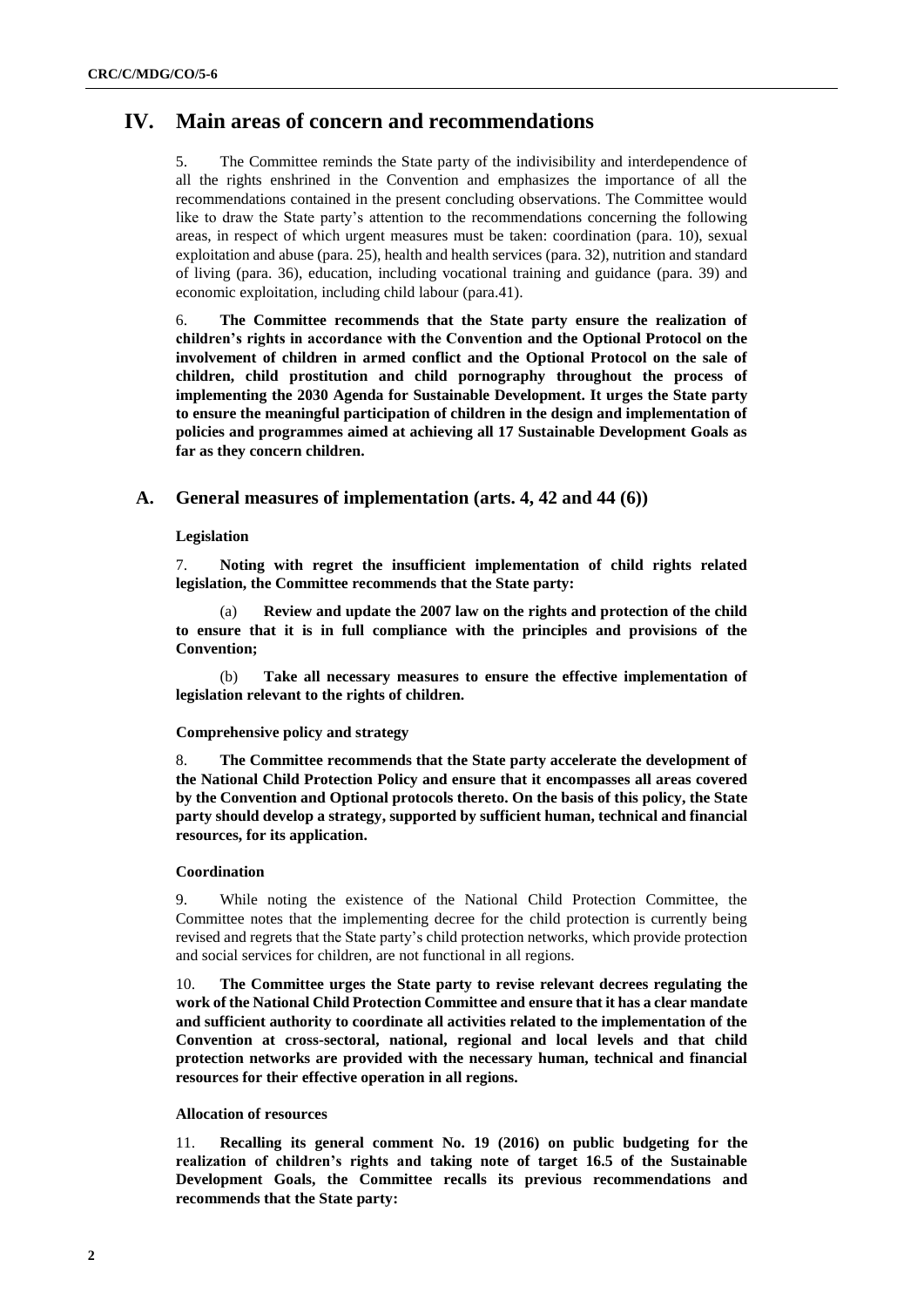# IV. Main areas of concern and recommendations

5. The Committee reminds the State party of the indivisibility and interdependence of all the rights enshrined in the Convention and emphasizes the importance of all the recommendations contained in the present concluding observations. The Committee would like to draw the State party's attention to the recommendations concerning the following areas, in respect of which urgent measures must be taken: coordination (para. 10), sexual exploitation and abuse (para. 25), health and health services (para. 32), nutrition and standard of living (para. 36), education, including vocational training and guidance (para. 39) and economic exploitation, including child labour (para.41).

6. **The Committee recommends that the State party ensure the realization of children's rights in accordance with the Convention and the Optional Protocol on the involvement of children in armed conflict and the Optional Protocol on the sale of children, child prostitution and child pornography throughout the process of implementing the 2030 Agenda for Sustainable Development. It urges the State party to ensure the meaningful participation of children in the design and implementation of policies and programmes aimed at achieving all 17 Sustainable Development Goals as far as they concern children.**

## A. General measures of implementation (arts. 4, 42 and 44 (6))

### Legislation

7. **Noting with regret the insufficient implementation of child rights related legislation, the Committee recommends that the State party:**

(a) **Review and update the 2007 law on the rights and protection of the child to ensure that it is in full compliance with the principles and provisions of the Convention;**

(b) **Take all necessary measures to ensure the effective implementation of legislation relevant to the rights of children.**

### Comprehensive policy and strategy

8. **The Committee recommends that the State party accelerate the development of the National Child Protection Policy and ensure that it encompasses all areas covered by the Convention and Optional protocols thereto. On the basis of this policy, the State party should develop a strategy, supported by sufficient human, technical and financial resources, for its application.**

### Coordination

9. While noting the existence of the National Child Protection Committee, the Committee notes that the implementing decree for the child protection is currently being revised and regrets that the State party's child protection networks, which provide protection and social services for children, are not functional in all regions.

10. **The Committee urges the State party to revise relevant decrees regulating the work of the National Child Protection Committee and ensure that it has a clear mandate and sufficient authority to coordinate all activities related to the implementation of the Convention at cross-sectoral, national, regional and local levels and that child protection networks are provided with the necessary human, technical and financial resources for their effective operation in all regions.**

### Allocation of resources

11. **Recalling its general comment No. 19 (2016) on public budgeting for the realization of children's rights and taking note of target 16.5 of the Sustainable Development Goals, the Committee recalls its previous recommendations and recommends that the State party:**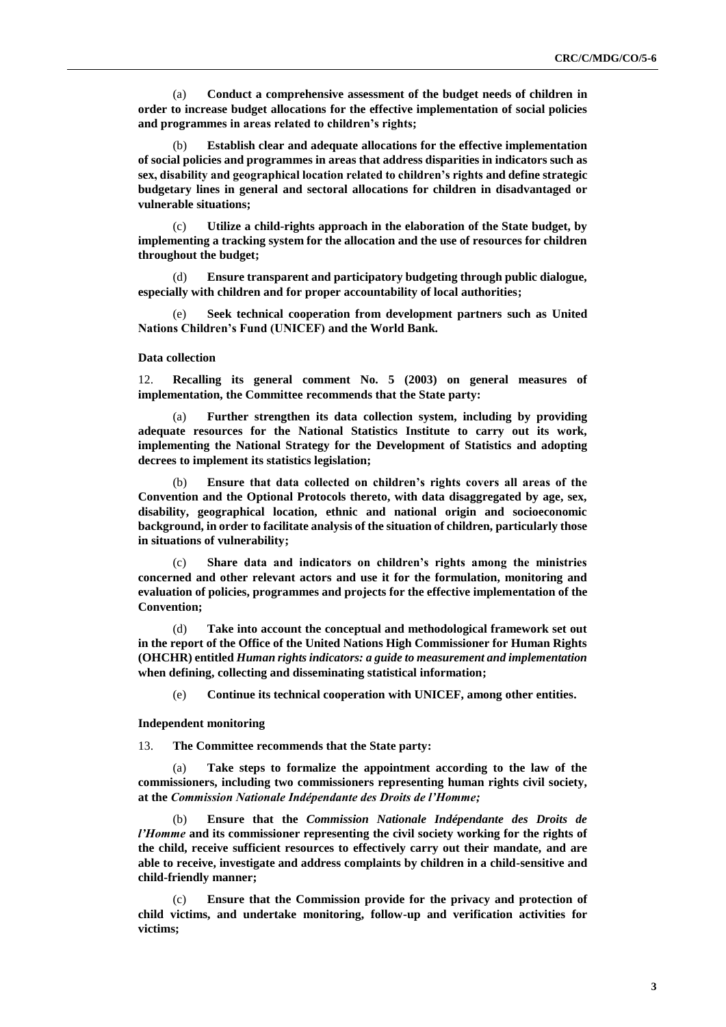(a) **Conduct a comprehensive assessment of the budget needs of children in order to increase budget allocations for the effective implementation of social policies and programmes in areas related to children's rights;**

(b) **Establish clear and adequate allocations for the effective implementation of social policies and programmes in areas that address disparities in indicators such as sex, disability and geographical location related to children's rights and define strategic budgetary lines in general and sectoral allocations for children in disadvantaged or vulnerable situations;**

(c) **Utilize a child-rights approach in the elaboration of the State budget, by implementing a tracking system for the allocation and the use of resources for children throughout the budget;**

(d) **Ensure transparent and participatory budgeting through public dialogue, especially with children and for proper accountability of local authorities;**

(e) **Seek technical cooperation from development partners such as United Nations Children's Fund (UNICEF) and the World Bank.**

### Data collection

12. **Recalling its general comment No. 5 (2003) on general measures of implementation, the Committee recommends that the State party:**

(a) **Further strengthen its data collection system, including by providing adequate resources for the National Statistics Institute to carry out its work, implementing the National Strategy for the Development of Statistics and adopting decrees to implement its statistics legislation;**

(b) **Ensure that data collected on children's rights covers all areas of the Convention and the Optional Protocols thereto, with data disaggregated by age, sex, disability, geographical location, ethnic and national origin and socioeconomic background, in order to facilitate analysis of the situation of children, particularly those in situations of vulnerability;**

(c) **Share data and indicators on children's rights among the ministries concerned and other relevant actors and use it for the formulation, monitoring and evaluation of policies, programmes and projects for the effective implementation of the Convention;**

(d) **Take into account the conceptual and methodological framework set out in the report of the Office of the United Nations High Commissioner for Human Rights (OHCHR) entitled *Human rights indicators: a guide to measurement and implementation* when defining, collecting and disseminating statistical information;**

(e) **Continue its technical cooperation with UNICEF, among other entities.**

### Independent monitoring

13. **The Committee recommends that the State party:**

(a) **Take steps to formalize the appointment according to the law of the commissioners, including two commissioners representing human rights civil society, at the *Commission Nationale Indépendante des Droits de l'Homme;***

(b) **Ensure that the *Commission Nationale Indépendante des Droits de l'Homme* and its commissioner representing the civil society working for the rights of the child, receive sufficient resources to effectively carry out their mandate, and are able to receive, investigate and address complaints by children in a child-sensitive and child-friendly manner;**

(c) **Ensure that the Commission provide for the privacy and protection of child victims, and undertake monitoring, follow-up and verification activities for victims;**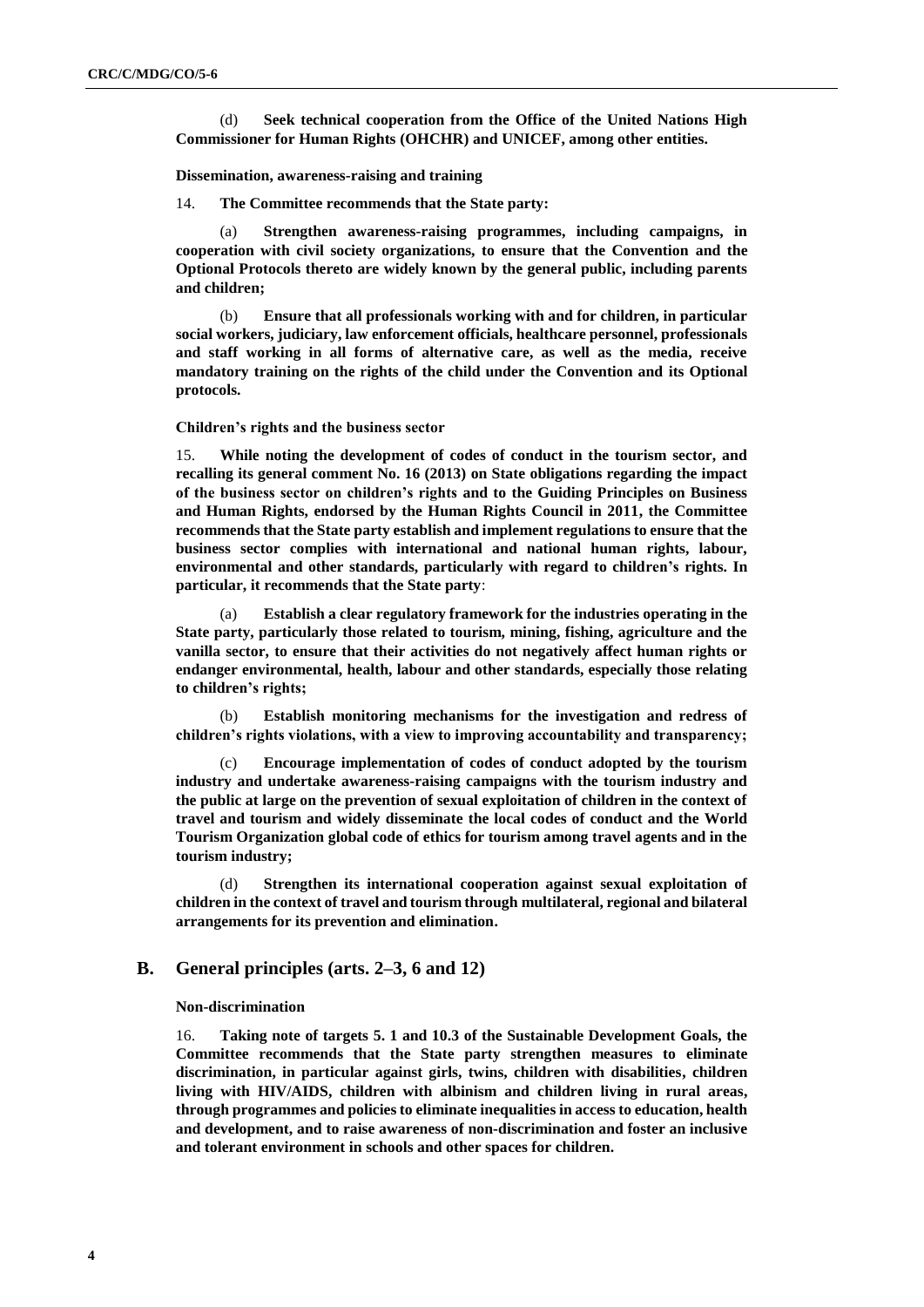(d) **Seek technical cooperation from the Office of the United Nations High Commissioner for Human Rights (OHCHR) and UNICEF, among other entities.**

**Dissemination, awareness-raising and training**

14. **The Committee recommends that the State party:**

(a) **Strengthen awareness-raising programmes, including campaigns, in cooperation with civil society organizations, to ensure that the Convention and the Optional Protocols thereto are widely known by the general public, including parents and children;**

(b) **Ensure that all professionals working with and for children, in particular social workers, judiciary, law enforcement officials, healthcare personnel, professionals and staff working in all forms of alternative care, as well as the media, receive mandatory training on the rights of the child under the Convention and its Optional protocols.**

**Children's rights and the business sector**

15. **While noting the development of codes of conduct in the tourism sector, and recalling its general comment No. 16 (2013) on State obligations regarding the impact of the business sector on children's rights and to the Guiding Principles on Business and Human Rights, endorsed by the Human Rights Council in 2011, the Committee recommends that the State party establish and implement regulations to ensure that the business sector complies with international and national human rights, labour, environmental and other standards, particularly with regard to children's rights. In particular, it recommends that the State party**:

(a) **Establish a clear regulatory framework for the industries operating in the State party, particularly those related to tourism, mining, fishing, agriculture and the vanilla sector, to ensure that their activities do not negatively affect human rights or endanger environmental, health, labour and other standards, especially those relating to children's rights;**

(b) **Establish monitoring mechanisms for the investigation and redress of children's rights violations, with a view to improving accountability and transparency;**

(c) **Encourage implementation of codes of conduct adopted by the tourism industry and undertake awareness-raising campaigns with the tourism industry and the public at large on the prevention of sexual exploitation of children in the context of travel and tourism and widely disseminate the local codes of conduct and the World Tourism Organization global code of ethics for tourism among travel agents and in the tourism industry;**

(d) **Strengthen its international cooperation against sexual exploitation of children in the context of travel and tourism through multilateral, regional and bilateral arrangements for its prevention and elimination.**

## B. General principles (arts. 2–3, 6 and 12)

**Non-discrimination**

16. **Taking note of targets 5. 1 and 10.3 of the Sustainable Development Goals, the Committee recommends that the State party strengthen measures to eliminate discrimination, in particular against girls, twins, children with disabilities, children living with HIV/AIDS, children with albinism and children living in rural areas, through programmes and policies to eliminate inequalities in access to education, health and development, and to raise awareness of non-discrimination and foster an inclusive and tolerant environment in schools and other spaces for children.**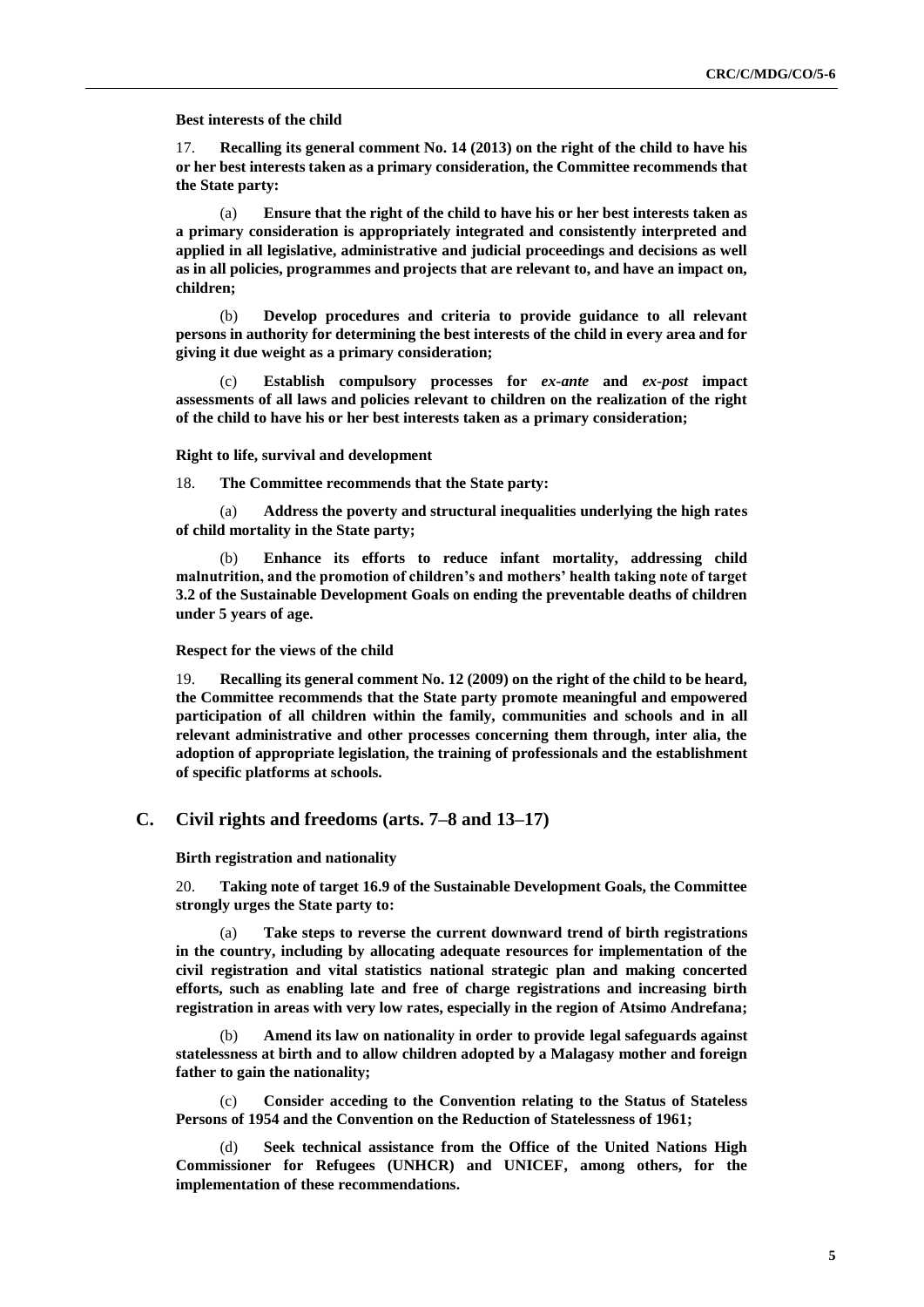**Best interests of the child**

17. **Recalling its general comment No. 14 (2013) on the right of the child to have his or her best interests taken as a primary consideration, the Committee recommends that the State party:**

(a) **Ensure that the right of the child to have his or her best interests taken as a primary consideration is appropriately integrated and consistently interpreted and applied in all legislative, administrative and judicial proceedings and decisions as well as in all policies, programmes and projects that are relevant to, and have an impact on, children;**

(b) **Develop procedures and criteria to provide guidance to all relevant persons in authority for determining the best interests of the child in every area and for giving it due weight as a primary consideration;**

(c) **Establish compulsory processes for *ex-ante* and *ex-post* impact assessments of all laws and policies relevant to children on the realization of the right of the child to have his or her best interests taken as a primary consideration;**

**Right to life, survival and development**

18. **The Committee recommends that the State party:**

(a) **Address the poverty and structural inequalities underlying the high rates of child mortality in the State party;**

(b) **Enhance its efforts to reduce infant mortality, addressing child malnutrition, and the promotion of children's and mothers' health taking note of target 3.2 of the Sustainable Development Goals on ending the preventable deaths of children under 5 years of age.**

**Respect for the views of the child**

19. **Recalling its general comment No. 12 (2009) on the right of the child to be heard, the Committee recommends that the State party promote meaningful and empowered participation of all children within the family, communities and schools and in all relevant administrative and other processes concerning them through, inter alia, the adoption of appropriate legislation, the training of professionals and the establishment of specific platforms at schools.**

## C. Civil rights and freedoms (arts. 7–8 and 13–17)

**Birth registration and nationality**

20. **Taking note of target 16.9 of the Sustainable Development Goals, the Committee strongly urges the State party to:**

(a) **Take steps to reverse the current downward trend of birth registrations in the country, including by allocating adequate resources for implementation of the civil registration and vital statistics national strategic plan and making concerted efforts, such as enabling late and free of charge registrations and increasing birth registration in areas with very low rates, especially in the region of Atsimo Andrefana;**

(b) **Amend its law on nationality in order to provide legal safeguards against statelessness at birth and to allow children adopted by a Malagasy mother and foreign father to gain the nationality;**

(c) **Consider acceding to the Convention relating to the Status of Stateless Persons of 1954 and the Convention on the Reduction of Statelessness of 1961;**

(d) **Seek technical assistance from the Office of the United Nations High Commissioner for Refugees (UNHCR) and UNICEF, among others, for the implementation of these recommendations.**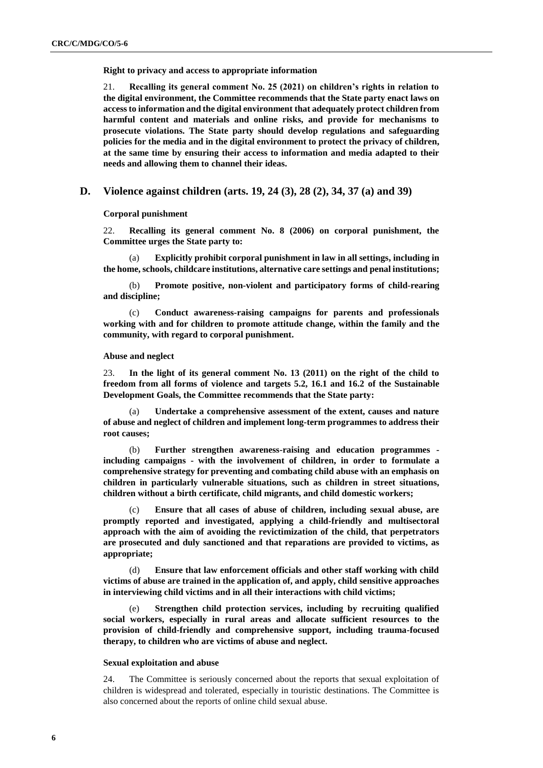**Right to privacy and access to appropriate information**

21. **Recalling its general comment No. 25 (2021) on children's rights in relation to the digital environment, the Committee recommends that the State party enact laws on access to information and the digital environment that adequately protect children from harmful content and materials and online risks, and provide for mechanisms to prosecute violations. The State party should develop regulations and safeguarding policies for the media and in the digital environment to protect the privacy of children, at the same time by ensuring their access to information and media adapted to their needs and allowing them to channel their ideas.**

## D. Violence against children (arts. 19, 24 (3), 28 (2), 34, 37 (a) and 39)

**Corporal punishment**

22. **Recalling its general comment No. 8 (2006) on corporal punishment, the Committee urges the State party to:**

(a) **Explicitly prohibit corporal punishment in law in all settings, including in the home, schools, childcare institutions, alternative care settings and penal institutions;**

(b) **Promote positive, non-violent and participatory forms of child-rearing and discipline;**

(c) **Conduct awareness-raising campaigns for parents and professionals working with and for children to promote attitude change, within the family and the community, with regard to corporal punishment.**

**Abuse and neglect**

23. **In the light of its general comment No. 13 (2011) on the right of the child to freedom from all forms of violence and targets 5.2, 16.1 and 16.2 of the Sustainable Development Goals, the Committee recommends that the State party:**

(a) **Undertake a comprehensive assessment of the extent, causes and nature of abuse and neglect of children and implement long-term programmes to address their root causes;**

(b) **Further strengthen awareness-raising and education programmes - including campaigns - with the involvement of children, in order to formulate a comprehensive strategy for preventing and combating child abuse with an emphasis on children in particularly vulnerable situations, such as children in street situations, children without a birth certificate, child migrants, and child domestic workers;**

(c) **Ensure that all cases of abuse of children, including sexual abuse, are promptly reported and investigated, applying a child-friendly and multisectoral approach with the aim of avoiding the revictimization of the child, that perpetrators are prosecuted and duly sanctioned and that reparations are provided to victims, as appropriate;**

(d) **Ensure that law enforcement officials and other staff working with child victims of abuse are trained in the application of, and apply, child sensitive approaches in interviewing child victims and in all their interactions with child victims;**

(e) **Strengthen child protection services, including by recruiting qualified social workers, especially in rural areas and allocate sufficient resources to the provision of child-friendly and comprehensive support, including trauma-focused therapy, to children who are victims of abuse and neglect.**

**Sexual exploitation and abuse**

24. The Committee is seriously concerned about the reports that sexual exploitation of children is widespread and tolerated, especially in touristic destinations. The Committee is also concerned about the reports of online child sexual abuse.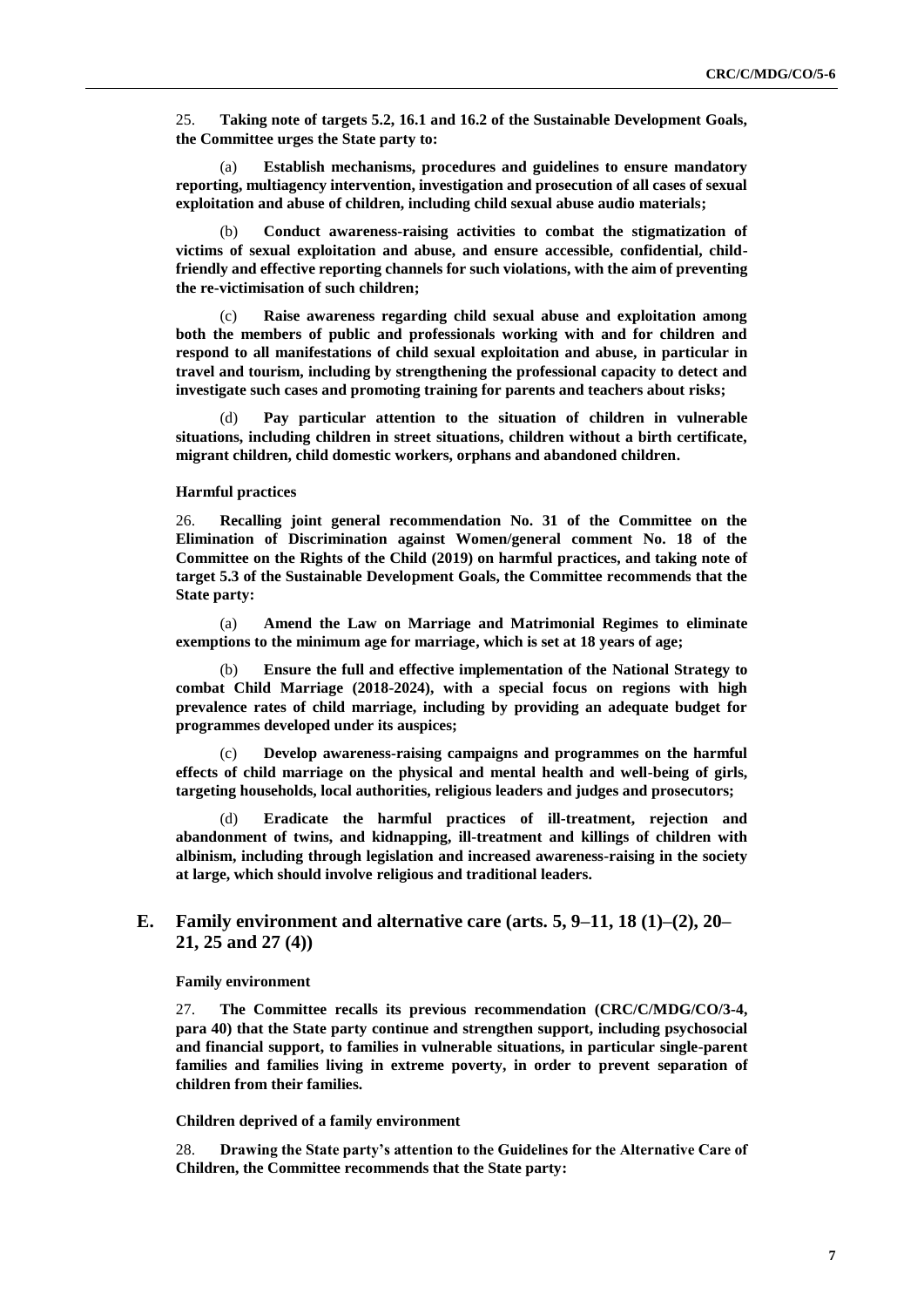25. **Taking note of targets 5.2, 16.1 and 16.2 of the Sustainable Development Goals, the Committee urges the State party to:**

(a) **Establish mechanisms, procedures and guidelines to ensure mandatory reporting, multiagency intervention, investigation and prosecution of all cases of sexual exploitation and abuse of children, including child sexual abuse audio materials;**

(b) **Conduct awareness-raising activities to combat the stigmatization of victims of sexual exploitation and abuse, and ensure accessible, confidential, child-friendly and effective reporting channels for such violations, with the aim of preventing the re-victimisation of such children;**

(c) **Raise awareness regarding child sexual abuse and exploitation among both the members of public and professionals working with and for children and respond to all manifestations of child sexual exploitation and abuse, in particular in travel and tourism, including by strengthening the professional capacity to detect and investigate such cases and promoting training for parents and teachers about risks;**

(d) **Pay particular attention to the situation of children in vulnerable situations, including children in street situations, children without a birth certificate, migrant children, child domestic workers, orphans and abandoned children.**

#### Harmful practices

26. **Recalling joint general recommendation No. 31 of the Committee on the Elimination of Discrimination against Women/general comment No. 18 of the Committee on the Rights of the Child (2019) on harmful practices, and taking note of target 5.3 of the Sustainable Development Goals, the Committee recommends that the State party:**

(a) **Amend the Law on Marriage and Matrimonial Regimes to eliminate exemptions to the minimum age for marriage, which is set at 18 years of age;**

(b) **Ensure the full and effective implementation of the National Strategy to combat Child Marriage (2018-2024), with a special focus on regions with high prevalence rates of child marriage, including by providing an adequate budget for programmes developed under its auspices;**

(c) **Develop awareness-raising campaigns and programmes on the harmful effects of child marriage on the physical and mental health and well-being of girls, targeting households, local authorities, religious leaders and judges and prosecutors;**

(d) **Eradicate the harmful practices of ill-treatment, rejection and abandonment of twins, and kidnapping, ill-treatment and killings of children with albinism, including through legislation and increased awareness-raising in the society at large, which should involve religious and traditional leaders.**

## E. Family environment and alternative care (arts. 5, 9–11, 18 (1)–(2), 20–21, 25 and 27 (4))

#### Family environment

27. **The Committee recalls its previous recommendation (CRC/C/MDG/CO/3-4, para 40) that the State party continue and strengthen support, including psychosocial and financial support, to families in vulnerable situations, in particular single-parent families and families living in extreme poverty, in order to prevent separation of children from their families.**

#### Children deprived of a family environment

28. **Drawing the State party's attention to the Guidelines for the Alternative Care of Children, the Committee recommends that the State party:**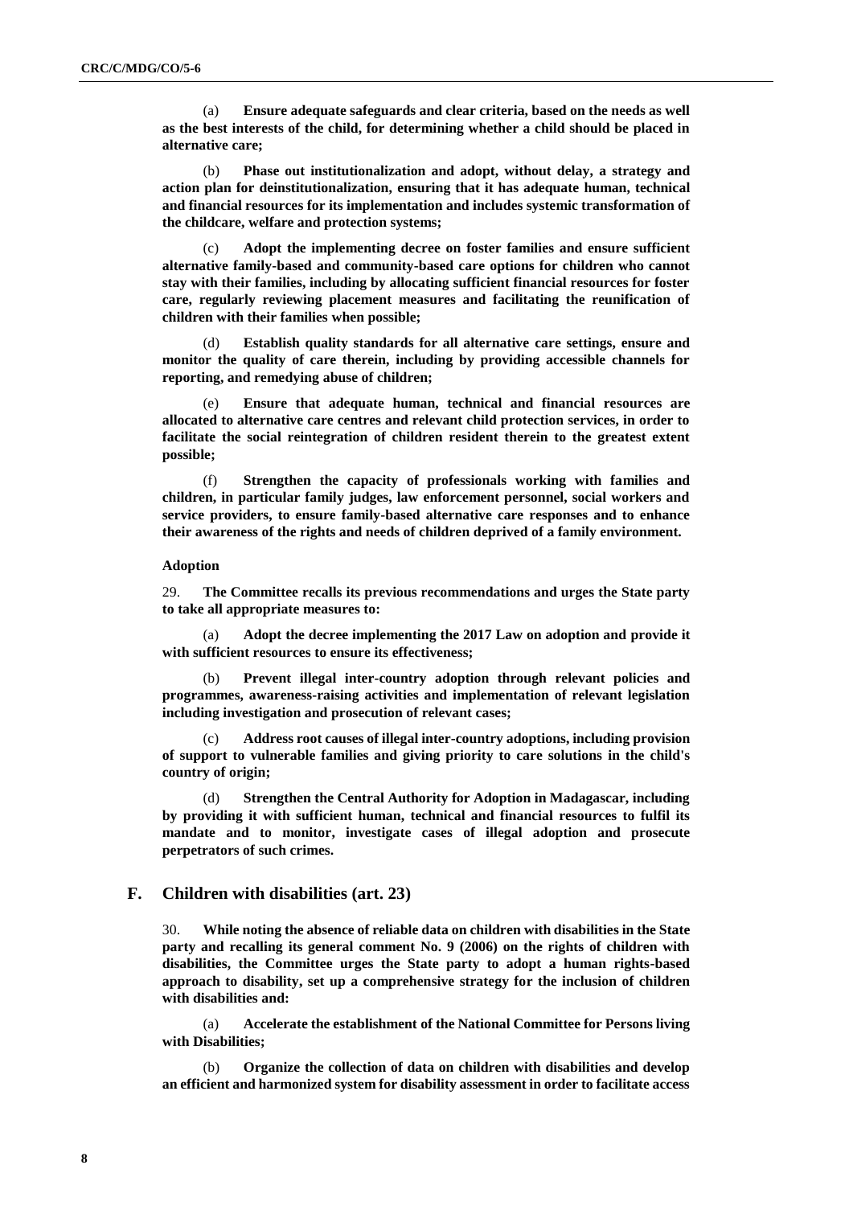(a) **Ensure adequate safeguards and clear criteria, based on the needs as well as the best interests of the child, for determining whether a child should be placed in alternative care;**

(b) **Phase out institutionalization and adopt, without delay, a strategy and action plan for deinstitutionalization, ensuring that it has adequate human, technical and financial resources for its implementation and includes systemic transformation of the childcare, welfare and protection systems;**

(c) **Adopt the implementing decree on foster families and ensure sufficient alternative family-based and community-based care options for children who cannot stay with their families, including by allocating sufficient financial resources for foster care, regularly reviewing placement measures and facilitating the reunification of children with their families when possible;**

(d) **Establish quality standards for all alternative care settings, ensure and monitor the quality of care therein, including by providing accessible channels for reporting, and remedying abuse of children;**

(e) **Ensure that adequate human, technical and financial resources are allocated to alternative care centres and relevant child protection services, in order to facilitate the social reintegration of children resident therein to the greatest extent possible;**

(f) **Strengthen the capacity of professionals working with families and children, in particular family judges, law enforcement personnel, social workers and service providers, to ensure family-based alternative care responses and to enhance their awareness of the rights and needs of children deprived of a family environment.**

**Adoption**

29. **The Committee recalls its previous recommendations and urges the State party to take all appropriate measures to:**

(a) **Adopt the decree implementing the 2017 Law on adoption and provide it with sufficient resources to ensure its effectiveness;**

(b) **Prevent illegal inter-country adoption through relevant policies and programmes, awareness-raising activities and implementation of relevant legislation including investigation and prosecution of relevant cases;**

(c) **Address root causes of illegal inter-country adoptions, including provision of support to vulnerable families and giving priority to care solutions in the child's country of origin;**

(d) **Strengthen the Central Authority for Adoption in Madagascar, including by providing it with sufficient human, technical and financial resources to fulfil its mandate and to monitor, investigate cases of illegal adoption and prosecute perpetrators of such crimes.**

## F. Children with disabilities (art. 23)

30. **While noting the absence of reliable data on children with disabilities in the State party and recalling its general comment No. 9 (2006) on the rights of children with disabilities, the Committee urges the State party to adopt a human rights-based approach to disability, set up a comprehensive strategy for the inclusion of children with disabilities and:**

(a) **Accelerate the establishment of the National Committee for Persons living with Disabilities;**

(b) **Organize the collection of data on children with disabilities and develop an efficient and harmonized system for disability assessment in order to facilitate access**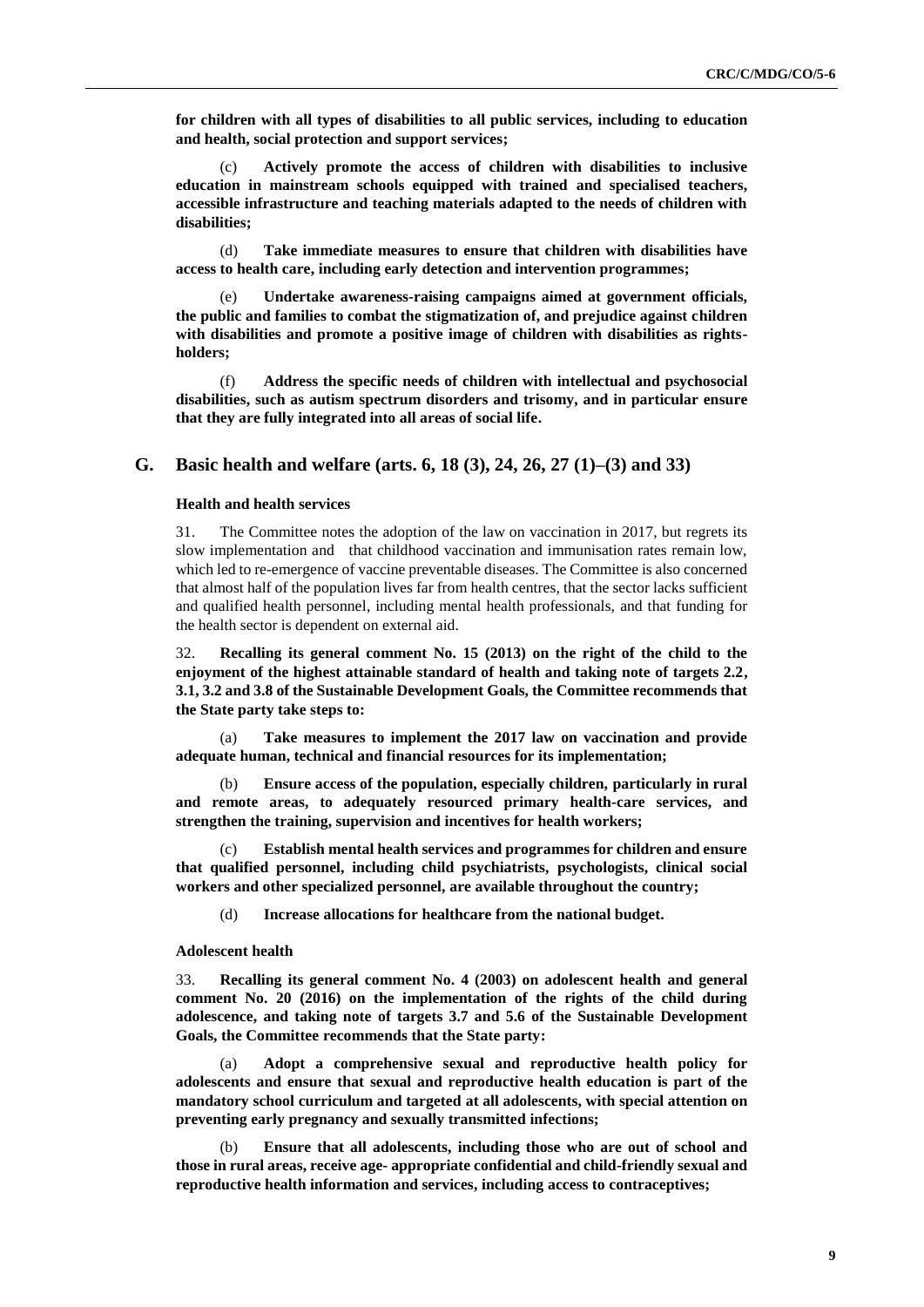**for children with all types of disabilities to all public services, including to education and health, social protection and support services;**

(c) **Actively promote the access of children with disabilities to inclusive education in mainstream schools equipped with trained and specialised teachers, accessible infrastructure and teaching materials adapted to the needs of children with disabilities;**

(d) **Take immediate measures to ensure that children with disabilities have access to health care, including early detection and intervention programmes;**

(e) **Undertake awareness-raising campaigns aimed at government officials, the public and families to combat the stigmatization of, and prejudice against children with disabilities and promote a positive image of children with disabilities as rights-holders;**

(f) **Address the specific needs of children with intellectual and psychosocial disabilities, such as autism spectrum disorders and trisomy, and in particular ensure that they are fully integrated into all areas of social life.**

## G. Basic health and welfare (arts. 6, 18 (3), 24, 26, 27 (1)–(3) and 33)

### Health and health services

31. The Committee notes the adoption of the law on vaccination in 2017, but regrets its slow implementation and that childhood vaccination and immunisation rates remain low, which led to re-emergence of vaccine preventable diseases. The Committee is also concerned that almost half of the population lives far from health centres, that the sector lacks sufficient and qualified health personnel, including mental health professionals, and that funding for the health sector is dependent on external aid.

32. **Recalling its general comment No. 15 (2013) on the right of the child to the enjoyment of the highest attainable standard of health and taking note of targets 2.2, 3.1, 3.2 and 3.8 of the Sustainable Development Goals, the Committee recommends that the State party take steps to:**

(a) **Take measures to implement the 2017 law on vaccination and provide adequate human, technical and financial resources for its implementation;**

(b) **Ensure access of the population, especially children, particularly in rural and remote areas, to adequately resourced primary health-care services, and strengthen the training, supervision and incentives for health workers;**

(c) **Establish mental health services and programmes for children and ensure that qualified personnel, including child psychiatrists, psychologists, clinical social workers and other specialized personnel, are available throughout the country;**

(d) **Increase allocations for healthcare from the national budget.**

### Adolescent health

33. **Recalling its general comment No. 4 (2003) on adolescent health and general comment No. 20 (2016) on the implementation of the rights of the child during adolescence, and taking note of targets 3.7 and 5.6 of the Sustainable Development Goals, the Committee recommends that the State party:**

(a) **Adopt a comprehensive sexual and reproductive health policy for adolescents and ensure that sexual and reproductive health education is part of the mandatory school curriculum and targeted at all adolescents, with special attention on preventing early pregnancy and sexually transmitted infections;**

(b) **Ensure that all adolescents, including those who are out of school and those in rural areas, receive age- appropriate confidential and child-friendly sexual and reproductive health information and services, including access to contraceptives;**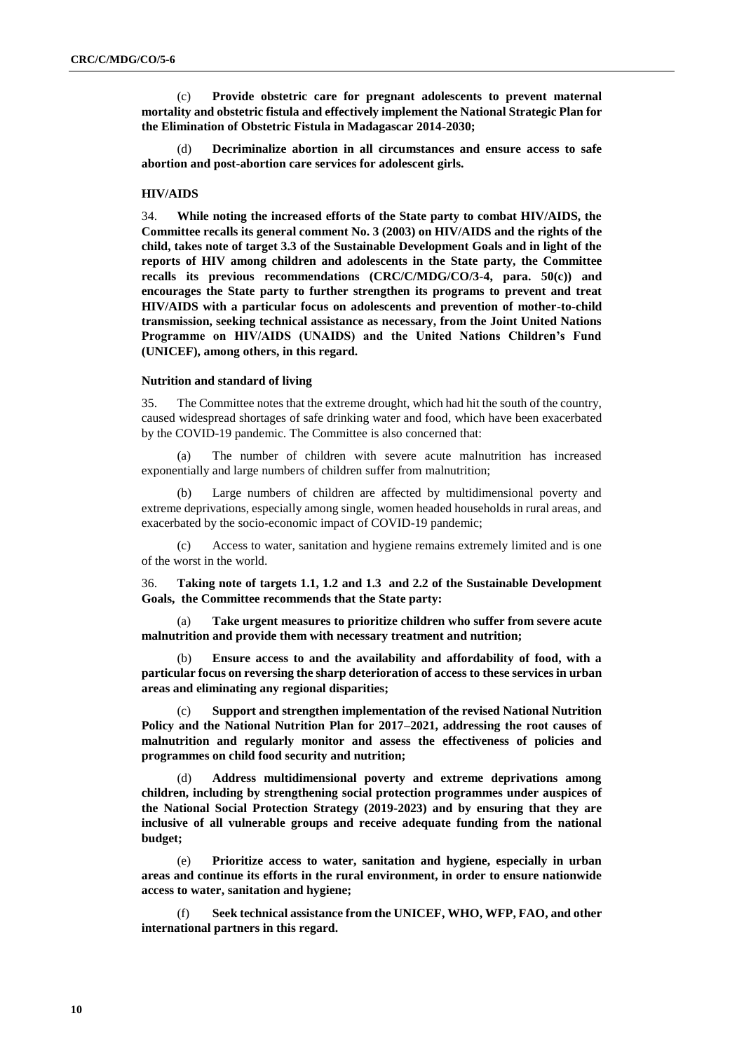(c) **Provide obstetric care for pregnant adolescents to prevent maternal mortality and obstetric fistula and effectively implement the National Strategic Plan for the Elimination of Obstetric Fistula in Madagascar 2014-2030;**

(d) **Decriminalize abortion in all circumstances and ensure access to safe abortion and post-abortion care services for adolescent girls.**

### HIV/AIDS

34. **While noting the increased efforts of the State party to combat HIV/AIDS, the Committee recalls its general comment No. 3 (2003) on HIV/AIDS and the rights of the child, takes note of target 3.3 of the Sustainable Development Goals and in light of the reports of HIV among children and adolescents in the State party, the Committee recalls its previous recommendations (CRC/C/MDG/CO/3-4, para. 50(c)) and encourages the State party to further strengthen its programs to prevent and treat HIV/AIDS with a particular focus on adolescents and prevention of mother-to-child transmission, seeking technical assistance as necessary, from the Joint United Nations Programme on HIV/AIDS (UNAIDS) and the United Nations Children's Fund (UNICEF), among others, in this regard.**

### Nutrition and standard of living

35. The Committee notes that the extreme drought, which had hit the south of the country, caused widespread shortages of safe drinking water and food, which have been exacerbated by the COVID-19 pandemic. The Committee is also concerned that:

(a) The number of children with severe acute malnutrition has increased exponentially and large numbers of children suffer from malnutrition;

(b) Large numbers of children are affected by multidimensional poverty and extreme deprivations, especially among single, women headed households in rural areas, and exacerbated by the socio-economic impact of COVID-19 pandemic;

(c) Access to water, sanitation and hygiene remains extremely limited and is one of the worst in the world.

36. **Taking note of targets 1.1, 1.2 and 1.3 and 2.2 of the Sustainable Development Goals, the Committee recommends that the State party:**

(a) **Take urgent measures to prioritize children who suffer from severe acute malnutrition and provide them with necessary treatment and nutrition;**

(b) **Ensure access to and the availability and affordability of food, with a particular focus on reversing the sharp deterioration of access to these services in urban areas and eliminating any regional disparities;**

(c) **Support and strengthen implementation of the revised National Nutrition Policy and the National Nutrition Plan for 2017–2021, addressing the root causes of malnutrition and regularly monitor and assess the effectiveness of policies and programmes on child food security and nutrition;**

(d) **Address multidimensional poverty and extreme deprivations among children, including by strengthening social protection programmes under auspices of the National Social Protection Strategy (2019-2023) and by ensuring that they are inclusive of all vulnerable groups and receive adequate funding from the national budget;**

(e) **Prioritize access to water, sanitation and hygiene, especially in urban areas and continue its efforts in the rural environment, in order to ensure nationwide access to water, sanitation and hygiene;**

(f) **Seek technical assistance from the UNICEF, WHO, WFP, FAO, and other international partners in this regard.**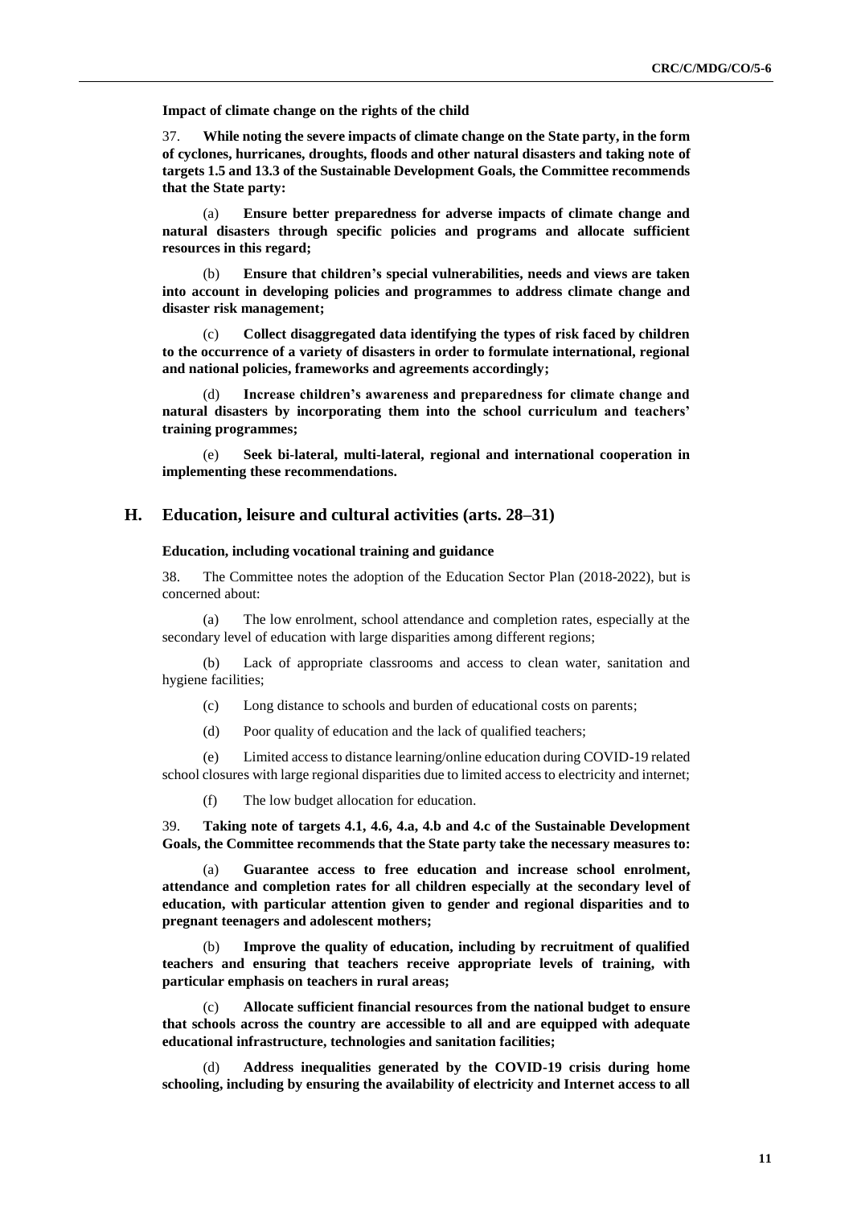**Impact of climate change on the rights of the child**

37. **While noting the severe impacts of climate change on the State party, in the form of cyclones, hurricanes, droughts, floods and other natural disasters and taking note of targets 1.5 and 13.3 of the Sustainable Development Goals, the Committee recommends that the State party:**

(a) **Ensure better preparedness for adverse impacts of climate change and natural disasters through specific policies and programs and allocate sufficient resources in this regard;**

(b) **Ensure that children's special vulnerabilities, needs and views are taken into account in developing policies and programmes to address climate change and disaster risk management;**

(c) **Collect disaggregated data identifying the types of risk faced by children to the occurrence of a variety of disasters in order to formulate international, regional and national policies, frameworks and agreements accordingly;**

(d) **Increase children's awareness and preparedness for climate change and natural disasters by incorporating them into the school curriculum and teachers' training programmes;**

(e) **Seek bi-lateral, multi-lateral, regional and international cooperation in implementing these recommendations.**

## H. Education, leisure and cultural activities (arts. 28–31)

### Education, including vocational training and guidance

38. The Committee notes the adoption of the Education Sector Plan (2018-2022), but is concerned about:

(a) The low enrolment, school attendance and completion rates, especially at the secondary level of education with large disparities among different regions;

(b) Lack of appropriate classrooms and access to clean water, sanitation and hygiene facilities;

(c) Long distance to schools and burden of educational costs on parents;

(d) Poor quality of education and the lack of qualified teachers;

(e) Limited access to distance learning/online education during COVID-19 related school closures with large regional disparities due to limited access to electricity and internet;

(f) The low budget allocation for education.

39. **Taking note of targets 4.1, 4.6, 4.a, 4.b and 4.c of the Sustainable Development Goals, the Committee recommends that the State party take the necessary measures to:**

(a) **Guarantee access to free education and increase school enrolment, attendance and completion rates for all children especially at the secondary level of education, with particular attention given to gender and regional disparities and to pregnant teenagers and adolescent mothers;**

(b) **Improve the quality of education, including by recruitment of qualified teachers and ensuring that teachers receive appropriate levels of training, with particular emphasis on teachers in rural areas;**

(c) **Allocate sufficient financial resources from the national budget to ensure that schools across the country are accessible to all and are equipped with adequate educational infrastructure, technologies and sanitation facilities;**

(d) **Address inequalities generated by the COVID-19 crisis during home schooling, including by ensuring the availability of electricity and Internet access to all**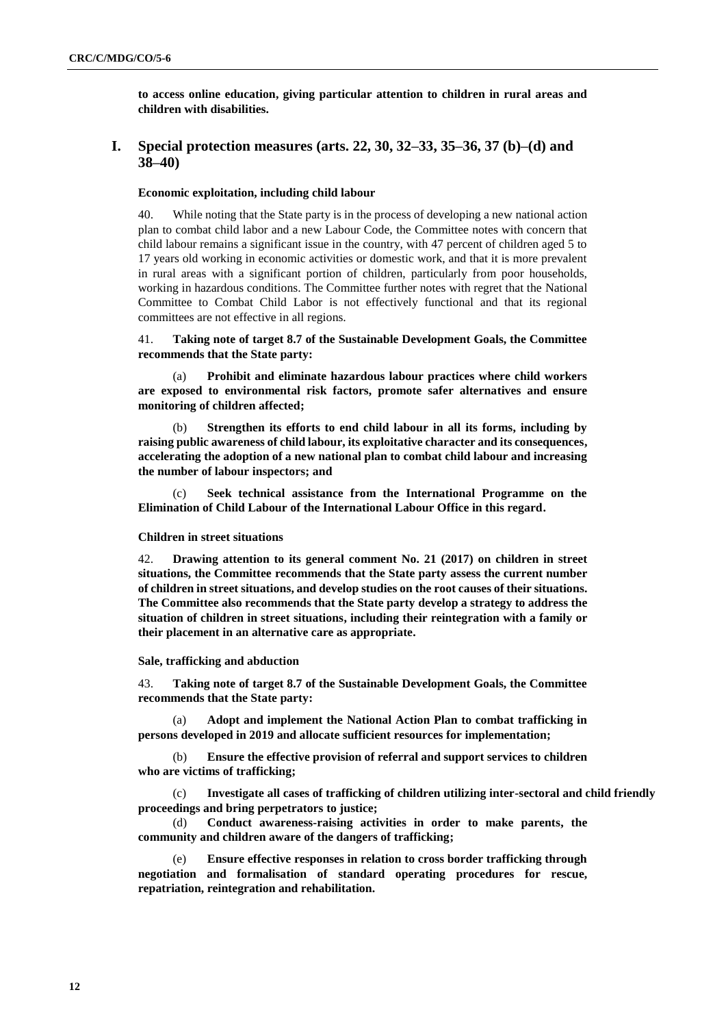**to access online education, giving particular attention to children in rural areas and children with disabilities.**

## I. Special protection measures (arts. 22, 30, 32–33, 35–36, 37 (b)–(d) and 38–40)

#### Economic exploitation, including child labour

40. While noting that the State party is in the process of developing a new national action plan to combat child labor and a new Labour Code, the Committee notes with concern that child labour remains a significant issue in the country, with 47 percent of children aged 5 to 17 years old working in economic activities or domestic work, and that it is more prevalent in rural areas with a significant portion of children, particularly from poor households, working in hazardous conditions. The Committee further notes with regret that the National Committee to Combat Child Labor is not effectively functional and that its regional committees are not effective in all regions.

41. **Taking note of target 8.7 of the Sustainable Development Goals, the Committee recommends that the State party:**

(a) **Prohibit and eliminate hazardous labour practices where child workers are exposed to environmental risk factors, promote safer alternatives and ensure monitoring of children affected;**

(b) **Strengthen its efforts to end child labour in all its forms, including by raising public awareness of child labour, its exploitative character and its consequences, accelerating the adoption of a new national plan to combat child labour and increasing the number of labour inspectors; and**

(c) **Seek technical assistance from the International Programme on the Elimination of Child Labour of the International Labour Office in this regard.**

#### Children in street situations

42. **Drawing attention to its general comment No. 21 (2017) on children in street situations, the Committee recommends that the State party assess the current number of children in street situations, and develop studies on the root causes of their situations. The Committee also recommends that the State party develop a strategy to address the situation of children in street situations, including their reintegration with a family or their placement in an alternative care as appropriate.**

#### Sale, trafficking and abduction

43. **Taking note of target 8.7 of the Sustainable Development Goals, the Committee recommends that the State party:**

(a) **Adopt and implement the National Action Plan to combat trafficking in persons developed in 2019 and allocate sufficient resources for implementation;**

(b) **Ensure the effective provision of referral and support services to children who are victims of trafficking;**

(c) **Investigate all cases of trafficking of children utilizing inter-sectoral and child friendly proceedings and bring perpetrators to justice;**

(d) **Conduct awareness-raising activities in order to make parents, the community and children aware of the dangers of trafficking;**

(e) **Ensure effective responses in relation to cross border trafficking through negotiation and formalisation of standard operating procedures for rescue, repatriation, reintegration and rehabilitation.**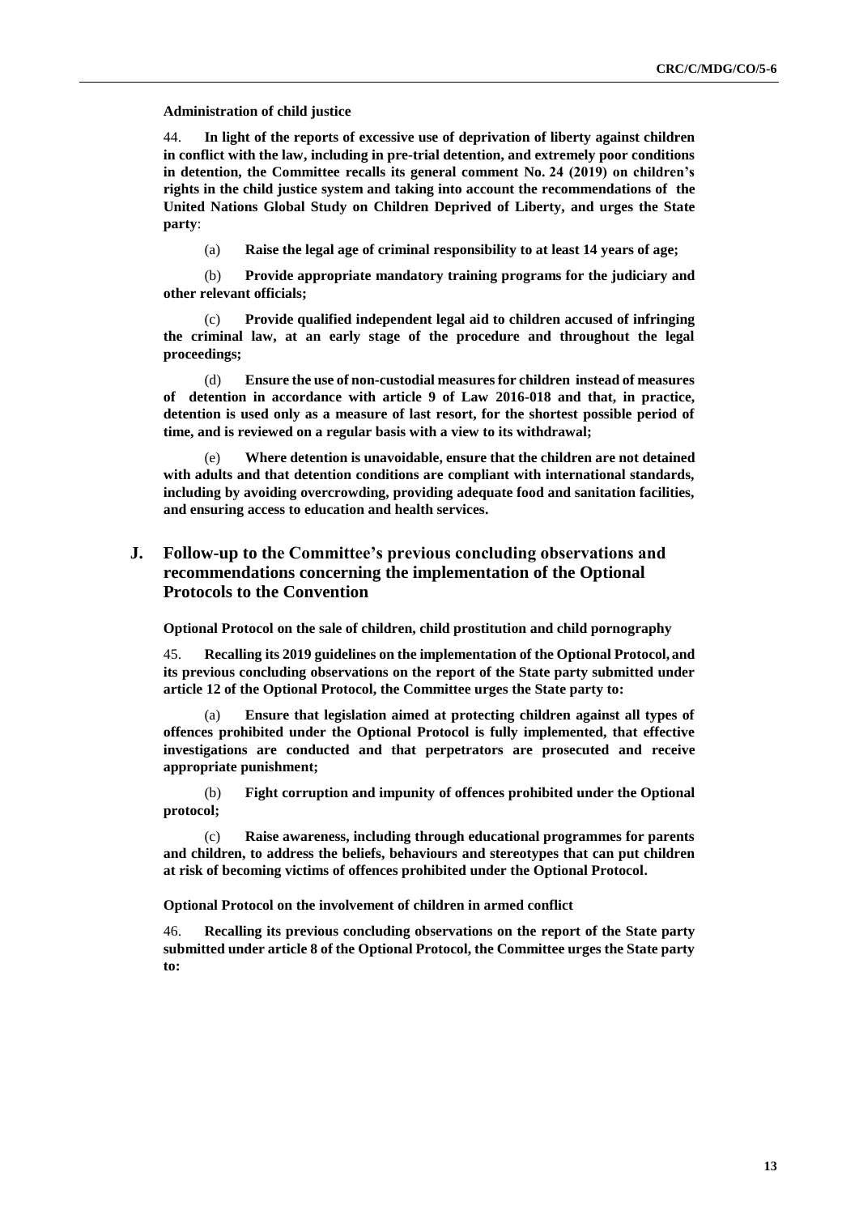**Administration of child justice**

44. **In light of the reports of excessive use of deprivation of liberty against children in conflict with the law, including in pre-trial detention, and extremely poor conditions in detention, the Committee recalls its general comment No. 24 (2019) on children's rights in the child justice system and taking into account the recommendations of the United Nations Global Study on Children Deprived of Liberty, and urges the State party**:

(a) **Raise the legal age of criminal responsibility to at least 14 years of age;**

(b) **Provide appropriate mandatory training programs for the judiciary and other relevant officials;**

(c) **Provide qualified independent legal aid to children accused of infringing the criminal law, at an early stage of the procedure and throughout the legal proceedings;**

(d) **Ensure the use of non-custodial measures for children instead of measures of detention in accordance with article 9 of Law 2016-018 and that, in practice, detention is used only as a measure of last resort, for the shortest possible period of time, and is reviewed on a regular basis with a view to its withdrawal;**

(e) **Where detention is unavoidable, ensure that the children are not detained with adults and that detention conditions are compliant with international standards, including by avoiding overcrowding, providing adequate food and sanitation facilities, and ensuring access to education and health services.**

## J. Follow-up to the Committee's previous concluding observations and recommendations concerning the implementation of the Optional Protocols to the Convention

**Optional Protocol on the sale of children, child prostitution and child pornography**

45. **Recalling its 2019 guidelines on the implementation of the Optional Protocol, and its previous concluding observations on the report of the State party submitted under article 12 of the Optional Protocol, the Committee urges the State party to:**

(a) **Ensure that legislation aimed at protecting children against all types of offences prohibited under the Optional Protocol is fully implemented, that effective investigations are conducted and that perpetrators are prosecuted and receive appropriate punishment;**

(b) **Fight corruption and impunity of offences prohibited under the Optional protocol;**

(c) **Raise awareness, including through educational programmes for parents and children, to address the beliefs, behaviours and stereotypes that can put children at risk of becoming victims of offences prohibited under the Optional Protocol.**

**Optional Protocol on the involvement of children in armed conflict**

46. **Recalling its previous concluding observations on the report of the State party submitted under article 8 of the Optional Protocol, the Committee urges the State party to:**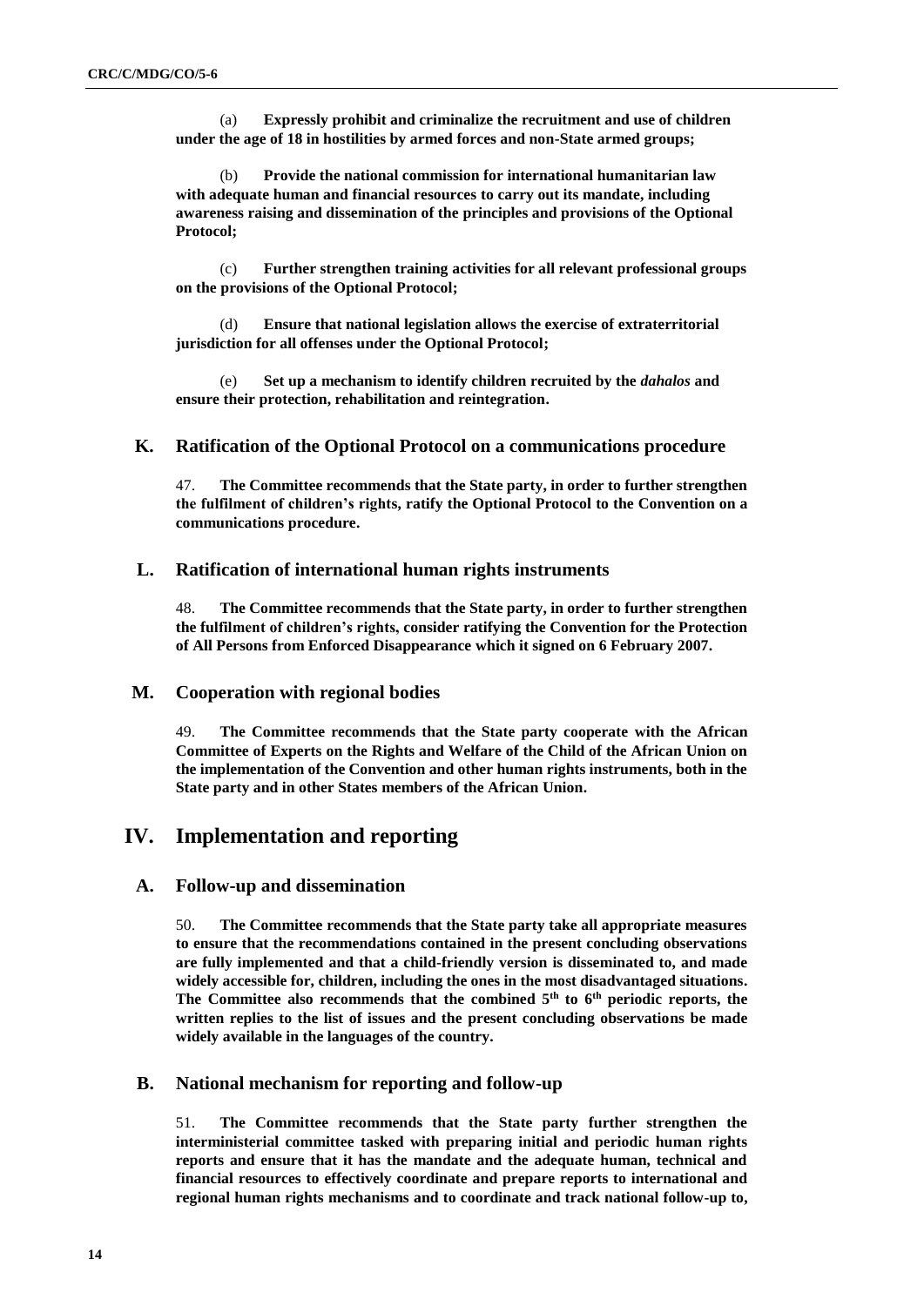(a) **Expressly prohibit and criminalize the recruitment and use of children under the age of 18 in hostilities by armed forces and non-State armed groups;**

(b) **Provide the national commission for international humanitarian law with adequate human and financial resources to carry out its mandate, including awareness raising and dissemination of the principles and provisions of the Optional Protocol;**

(c) **Further strengthen training activities for all relevant professional groups on the provisions of the Optional Protocol;**

(d) **Ensure that national legislation allows the exercise of extraterritorial jurisdiction for all offenses under the Optional Protocol;**

(e) **Set up a mechanism to identify children recruited by the *dahalos* and ensure their protection, rehabilitation and reintegration.**

### K. Ratification of the Optional Protocol on a communications procedure

47. **The Committee recommends that the State party, in order to further strengthen the fulfilment of children's rights, ratify the Optional Protocol to the Convention on a communications procedure.**

### L. Ratification of international human rights instruments

48. **The Committee recommends that the State party, in order to further strengthen the fulfilment of children's rights, consider ratifying the Convention for the Protection of All Persons from Enforced Disappearance which it signed on 6 February 2007.**

### M. Cooperation with regional bodies

49. **The Committee recommends that the State party cooperate with the African Committee of Experts on the Rights and Welfare of the Child of the African Union on the implementation of the Convention and other human rights instruments, both in the State party and in other States members of the African Union.**

## IV. Implementation and reporting

### A. Follow-up and dissemination

50. **The Committee recommends that the State party take all appropriate measures to ensure that the recommendations contained in the present concluding observations are fully implemented and that a child-friendly version is disseminated to, and made widely accessible for, children, including the ones in the most disadvantaged situations. The Committee also recommends that the combined 5th to 6th periodic reports, the written replies to the list of issues and the present concluding observations be made widely available in the languages of the country.**

### B. National mechanism for reporting and follow-up

51. **The Committee recommends that the State party further strengthen the interministerial committee tasked with preparing initial and periodic human rights reports and ensure that it has the mandate and the adequate human, technical and financial resources to effectively coordinate and prepare reports to international and regional human rights mechanisms and to coordinate and track national follow-up to,**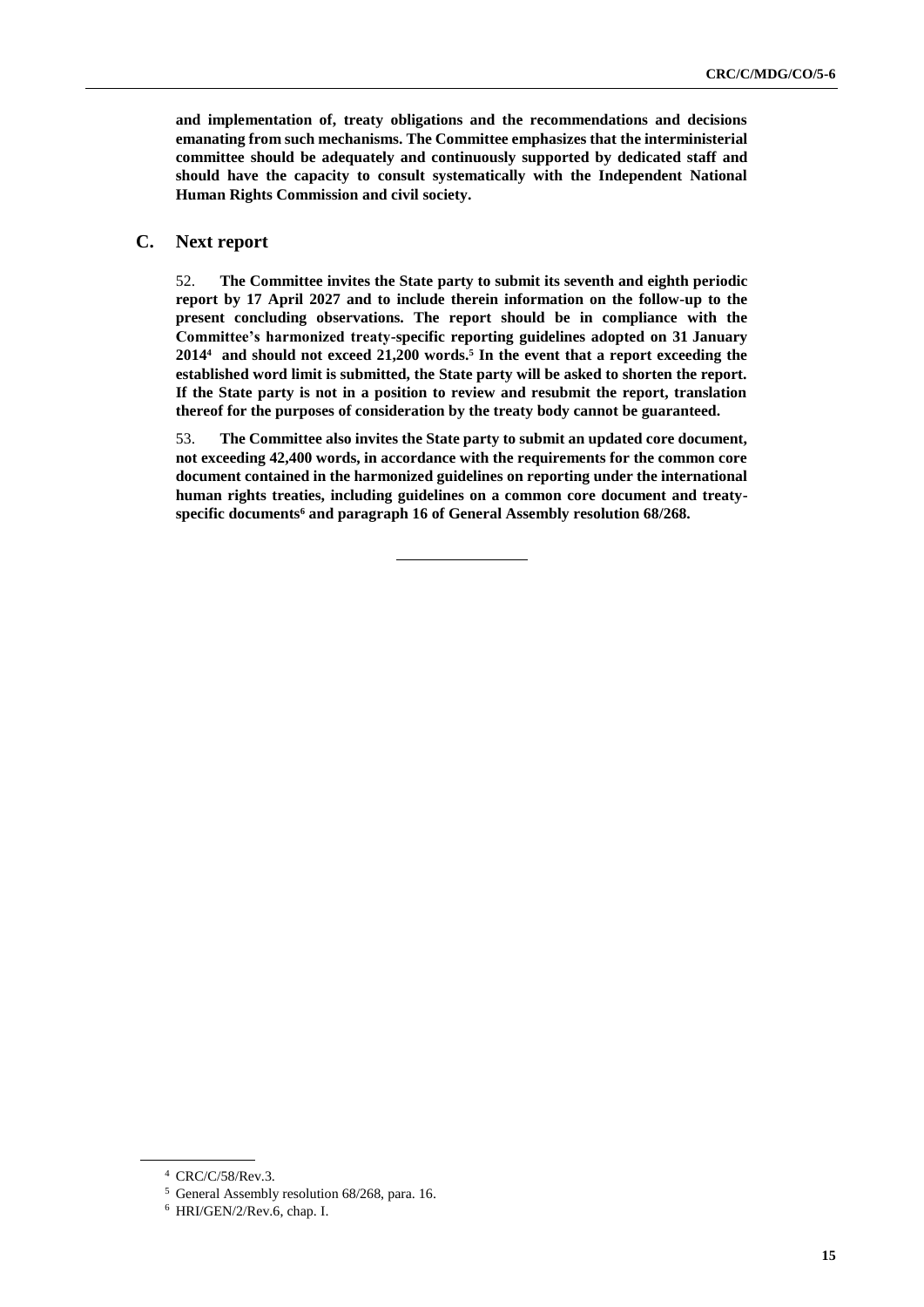**and implementation of, treaty obligations and the recommendations and decisions emanating from such mechanisms. The Committee emphasizes that the interministerial committee should be adequately and continuously supported by dedicated staff and should have the capacity to consult systematically with the Independent National Human Rights Commission and civil society.**

## C. Next report

52. **The Committee invites the State party to submit its seventh and eighth periodic report by 17 April 2027 and to include therein information on the follow-up to the present concluding observations. The report should be in compliance with the Committee's harmonized treaty-specific reporting guidelines adopted on 31 January 2014[4] and should not exceed 21,200 words.[5] In the event that a report exceeding the established word limit is submitted, the State party will be asked to shorten the report. If the State party is not in a position to review and resubmit the report, translation thereof for the purposes of consideration by the treaty body cannot be guaranteed.**

53. **The Committee also invites the State party to submit an updated core document, not exceeding 42,400 words, in accordance with the requirements for the common core document contained in the harmonized guidelines on reporting under the international human rights treaties, including guidelines on a common core document and treaty-specific documents[6] and paragraph 16 of General Assembly resolution 68/268.**

---

[4] CRC/C/58/Rev.3.

[5] General Assembly resolution 68/268, para. 16.

[6] HRI/GEN/2/Rev.6, chap. I.